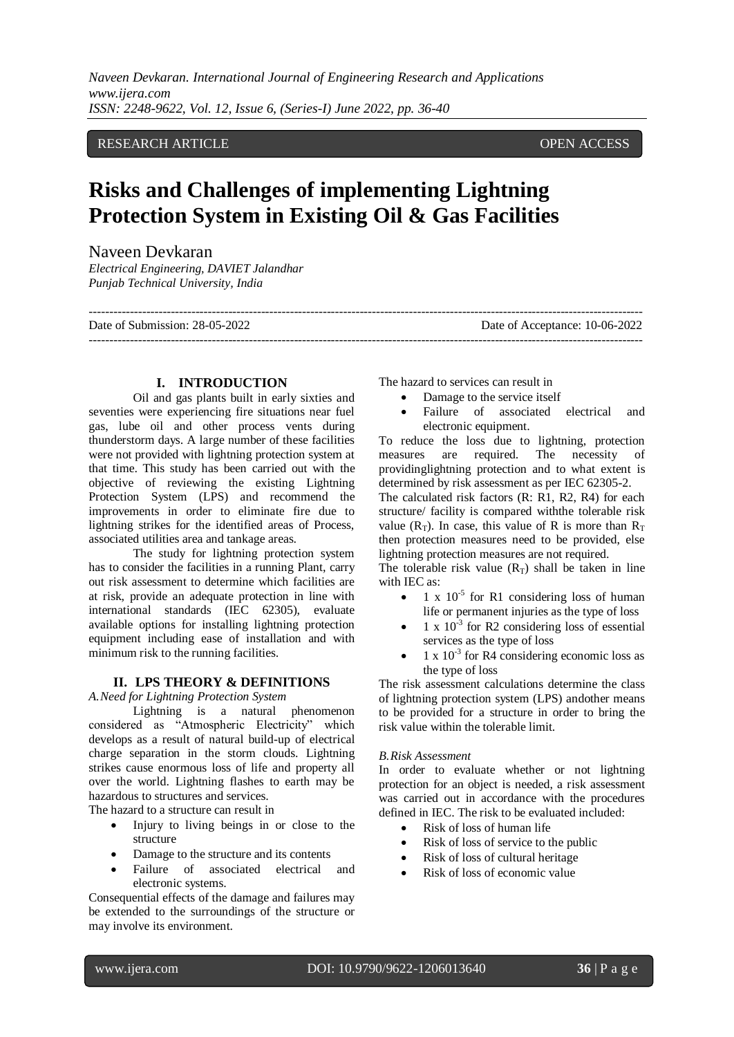RESEARCH ARTICLE OPEN ACCESS

# Risks and Challenges of implementing Lightning Protection System in Existing Oil & Gas Facilities

Naveen Devkaran

*Electrical Engineering, DAVIET Jalandhar*
*Punjab Technical University, India*

---

Date of Submission: 28-05-2022 Date of Acceptance: 10-06-2022

---

## I. INTRODUCTION

Oil and gas plants built in early sixties and seventies were experiencing fire situations near fuel gas, lube oil and other process vents during thunderstorm days. A large number of these facilities were not provided with lightning protection system at that time. This study has been carried out with the objective of reviewing the existing Lightning Protection System (LPS) and recommend the improvements in order to eliminate fire due to lightning strikes for the identified areas of Process, associated utilities area and tankage areas.

The study for lightning protection system has to consider the facilities in a running Plant, carry out risk assessment to determine which facilities are at risk, provide an adequate protection in line with international standards (IEC 62305), evaluate available options for installing lightning protection equipment including ease of installation and with minimum risk to the running facilities.

## II. LPS THEORY & DEFINITIONS

### *A. Need for Lightning Protection System*

Lightning is a natural phenomenon considered as "Atmospheric Electricity" which develops as a result of natural build-up of electrical charge separation in the storm clouds. Lightning strikes cause enormous loss of life and property all over the world. Lightning flashes to earth may be hazardous to structures and services.

The hazard to a structure can result in

- Injury to living beings in or close to the structure
- Damage to the structure and its contents
- Failure of associated electrical and electronic systems.

Consequential effects of the damage and failures may be extended to the surroundings of the structure or may involve its environment.

The hazard to services can result in

- Damage to the service itself
- Failure of associated electrical and electronic equipment.

To reduce the loss due to lightning, protection measures are required. The necessity of providinglightning protection and to what extent is determined by risk assessment as per IEC 62305-2.

The calculated risk factors (R: R1, R2, R4) for each structure/ facility is compared withthe tolerable risk value ($R_T$). In case, this value of R is more than $R_T$ then protection measures need to be provided, else lightning protection measures are not required.

The tolerable risk value ($R_T$) shall be taken in line with IEC as:

- $1 \times 10^{-5}$ for R1 considering loss of human life or permanent injuries as the type of loss
- $1 \times 10^{-3}$ for R2 considering loss of essential services as the type of loss
- $1 \times 10^{-3}$ for R4 considering economic loss as the type of loss

The risk assessment calculations determine the class of lightning protection system (LPS) andother means to be provided for a structure in order to bring the risk value within the tolerable limit.

### *B. Risk Assessment*

In order to evaluate whether or not lightning protection for an object is needed, a risk assessment was carried out in accordance with the procedures defined in IEC. The risk to be evaluated included:

- Risk of loss of human life
- Risk of loss of service to the public
- Risk of loss of cultural heritage
- Risk of loss of economic value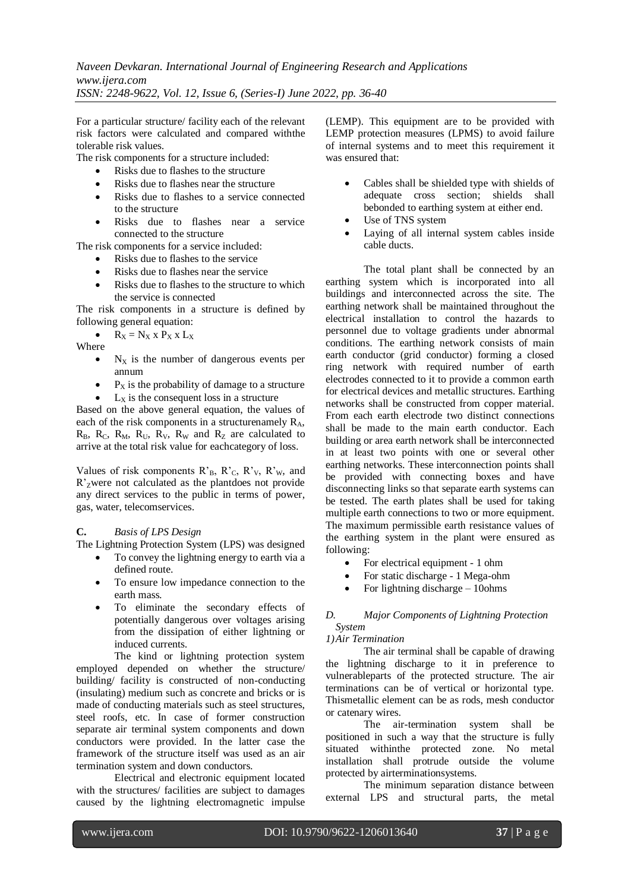For a particular structure/ facility each of the relevant risk factors were calculated and compared withthe tolerable risk values.

The risk components for a structure included:

- Risks due to flashes to the structure
- Risks due to flashes near the structure
- Risks due to flashes to a service connected to the structure
- Risks due to flashes near a service connected to the structure

The risk components for a service included:

- Risks due to flashes to the service
- Risks due to flashes near the service
- Risks due to flashes to the structure to which the service is connected

The risk components in a structure is defined by following general equation:

- $R_X = N_X \times P_X \times L_X$

Where

- $N_X$ is the number of dangerous events per annum
- $P_X$ is the probability of damage to a structure
- $L_X$ is the consequent loss in a structure

Based on the above general equation, the values of each of the risk components in a structurenamely $R_A$, $R_B$, $R_C$, $R_M$, $R_U$, $R_V$, $R_W$ and $R_Z$ are calculated to arrive at the total risk value for eachcategory of loss.

Values of risk components $R'_B$, $R'_C$, $R'_V$, $R'_W$, and $R'_Z$were not calculated as the plantdoes not provide any direct services to the public in terms of power, gas, water, telecomservices.

### C. *Basis of LPS Design*

The Lightning Protection System (LPS) was designed

- To convey the lightning energy to earth via a defined route.
- To ensure low impedance connection to the earth mass.
- To eliminate the secondary effects of potentially dangerous over voltages arising from the dissipation of either lightning or induced currents.

The kind or lightning protection system employed depended on whether the structure/ building/ facility is constructed of non-conducting (insulating) medium such as concrete and bricks or is made of conducting materials such as steel structures, steel roofs, etc. In case of former construction separate air terminal system components and down conductors were provided. In the latter case the framework of the structure itself was used as an air termination system and down conductors.

Electrical and electronic equipment located with the structures/ facilities are subject to damages caused by the lightning electromagnetic impulse (LEMP). This equipment are to be provided with LEMP protection measures (LPMS) to avoid failure of internal systems and to meet this requirement it was ensured that:

- Cables shall be shielded type with shields of adequate cross section; shields shall bebonded to earthing system at either end.
- Use of TNS system
- Laying of all internal system cables inside cable ducts.

The total plant shall be connected by an earthing system which is incorporated into all buildings and interconnected across the site. The earthing network shall be maintained throughout the electrical installation to control the hazards to personnel due to voltage gradients under abnormal conditions. The earthing network consists of main earth conductor (grid conductor) forming a closed ring network with required number of earth electrodes connected to it to provide a common earth for electrical devices and metallic structures. Earthing networks shall be constructed from copper material. From each earth electrode two distinct connections shall be made to the main earth conductor. Each building or area earth network shall be interconnected in at least two points with one or several other earthing networks. These interconnection points shall be provided with connecting boxes and have disconnecting links so that separate earth systems can be tested. The earth plates shall be used for taking multiple earth connections to two or more equipment. The maximum permissible earth resistance values of the earthing system in the plant were ensured as following:

- For electrical equipment - 1 ohm
- For static discharge - 1 Mega-ohm
- For lightning discharge – 10ohms

### D. *Major Components of Lightning Protection System*

#### *1) Air Termination*

The air terminal shall be capable of drawing the lightning discharge to it in preference to vulnerableparts of the protected structure. The air terminations can be of vertical or horizontal type. Thismetallic element can be as rods, mesh conductor or catenary wires.

The air-termination system shall be positioned in such a way that the structure is fully situated withinthe protected zone. No metal installation shall protrude outside the volume protected by airterminationsystems.

The minimum separation distance between external LPS and structural parts, the metal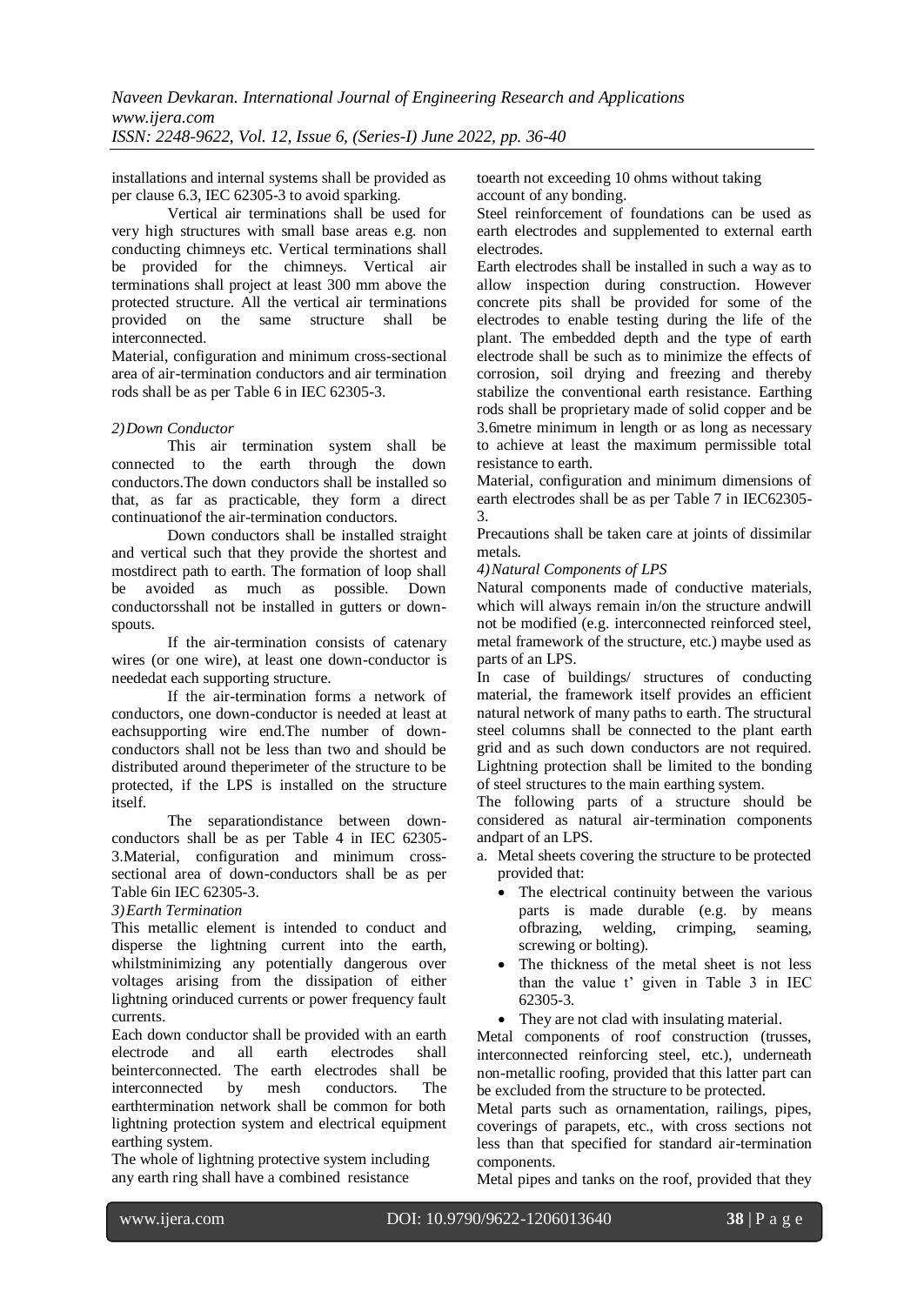installations and internal systems shall be provided as per clause 6.3, IEC 62305-3 to avoid sparking.

Vertical air terminations shall be used for very high structures with small base areas e.g. non conducting chimneys etc. Vertical terminations shall be provided for the chimneys. Vertical air terminations shall project at least 300 mm above the protected structure. All the vertical air terminations provided on the same structure shall be interconnected.

Material, configuration and minimum cross-sectional area of air-termination conductors and air termination rods shall be as per Table 6 in IEC 62305-3.

*2) Down Conductor*

This air termination system shall be connected to the earth through the down conductors.The down conductors shall be installed so that, as far as practicable, they form a direct continuationof the air-termination conductors.

Down conductors shall be installed straight and vertical such that they provide the shortest and mostdirect path to earth. The formation of loop shall be avoided as much as possible. Down conductorsshall not be installed in gutters or down-spouts.

If the air-termination consists of catenary wires (or one wire), at least one down-conductor is neededat each supporting structure.

If the air-termination forms a network of conductors, one down-conductor is needed at least at eachsupporting wire end.The number of down-conductors shall not be less than two and should be distributed around theperimeter of the structure to be protected, if the LPS is installed on the structure itself.

The separationdistance between down-conductors shall be as per Table 4 in IEC 62305-3.Material, configuration and minimum cross-sectional area of down-conductors shall be as per Table 6in IEC 62305-3.

*3) Earth Termination*

This metallic element is intended to conduct and disperse the lightning current into the earth, whilstminimizing any potentially dangerous over voltages arising from the dissipation of either lightning orinduced currents or power frequency fault currents.

Each down conductor shall be provided with an earth electrode and all earth electrodes shall beinterconnected. The earth electrodes shall be interconnected by mesh conductors. The earthtermination network shall be common for both lightning protection system and electrical equipment earthing system.

The whole of lightning protective system including any earth ring shall have a combined resistance toearth not exceeding 10 ohms without taking account of any bonding.

Steel reinforcement of foundations can be used as earth electrodes and supplemented to external earth electrodes.

Earth electrodes shall be installed in such a way as to allow inspection during construction. However concrete pits shall be provided for some of the electrodes to enable testing during the life of the plant. The embedded depth and the type of earth electrode shall be such as to minimize the effects of corrosion, soil drying and freezing and thereby stabilize the conventional earth resistance. Earthing rods shall be proprietary made of solid copper and be 3.6metre minimum in length or as long as necessary to achieve at least the maximum permissible total resistance to earth.

Material, configuration and minimum dimensions of earth electrodes shall be as per Table 7 in IEC62305-3.

Precautions shall be taken care at joints of dissimilar metals.

*4) Natural Components of LPS*

Natural components made of conductive materials, which will always remain in/on the structure andwill not be modified (e.g. interconnected reinforced steel, metal framework of the structure, etc.) maybe used as parts of an LPS.

In case of buildings/ structures of conducting material, the framework itself provides an efficient natural network of many paths to earth. The structural steel columns shall be connected to the plant earth grid and as such down conductors are not required. Lightning protection shall be limited to the bonding of steel structures to the main earthing system.

The following parts of a structure should be considered as natural air-termination components andpart of an LPS.

a. Metal sheets covering the structure to be protected provided that:
   - The electrical continuity between the various parts is made durable (e.g. by means ofbrazing, welding, crimping, seaming, screwing or bolting).
   - The thickness of the metal sheet is not less than the value t' given in Table 3 in IEC 62305-3.
   - They are not clad with insulating material.

Metal components of roof construction (trusses, interconnected reinforcing steel, etc.), underneath non-metallic roofing, provided that this latter part can be excluded from the structure to be protected.

Metal parts such as ornamentation, railings, pipes, coverings of parapets, etc., with cross sections not less than that specified for standard air-termination components.

Metal pipes and tanks on the roof, provided that they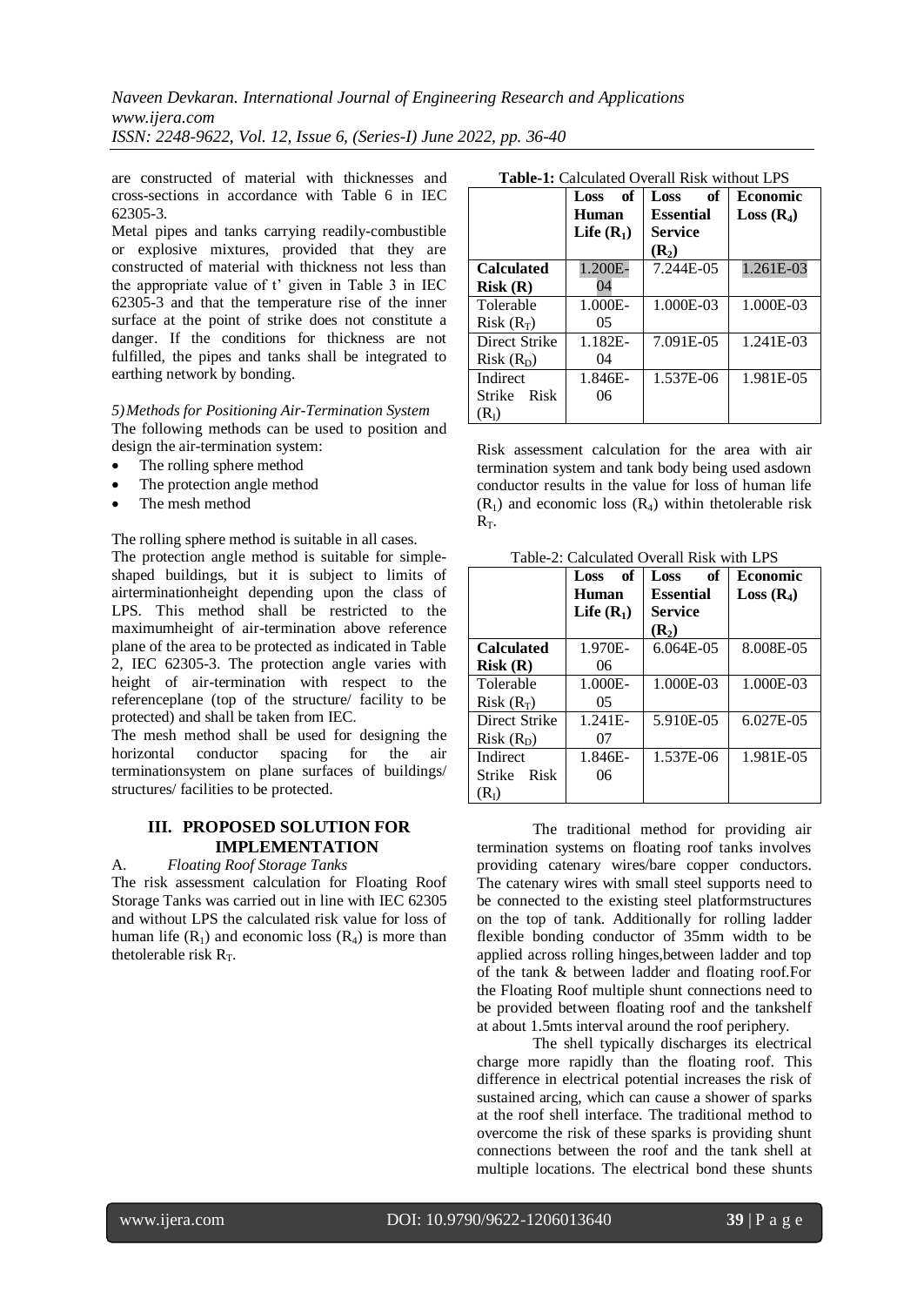are constructed of material with thicknesses and cross-sections in accordance with Table 6 in IEC 62305-3.

Metal pipes and tanks carrying readily-combustible or explosive mixtures, provided that they are constructed of material with thickness not less than the appropriate value of t' given in Table 3 in IEC 62305-3 and that the temperature rise of the inner surface at the point of strike does not constitute a danger. If the conditions for thickness are not fulfilled, the pipes and tanks shall be integrated to earthing network by bonding.

*5) Methods for Positioning Air-Termination System*

The following methods can be used to position and design the air-termination system:

- The rolling sphere method
- The protection angle method
- The mesh method

The rolling sphere method is suitable in all cases.

The protection angle method is suitable for simple-shaped buildings, but it is subject to limits of airterminationheight depending upon the class of LPS. This method shall be restricted to the maximumheight of air-termination above reference plane of the area to be protected as indicated in Table 2, IEC 62305-3. The protection angle varies with height of air-termination with respect to the referenceplane (top of the structure/ facility to be protected) and shall be taken from IEC.

The mesh method shall be used for designing the horizontal conductor spacing for the air terminationsystem on plane surfaces of buildings/ structures/ facilities to be protected.

## III. PROPOSED SOLUTION FOR IMPLEMENTATION

A. *Floating Roof Storage Tanks*

The risk assessment calculation for Floating Roof Storage Tanks was carried out in line with IEC 62305 and without LPS the calculated risk value for loss of human life ($R_1$) and economic loss ($R_4$) is more than thetolerable risk $R_T$.

**Table-1:** Calculated Overall Risk without LPS

| | Loss of Human Life ($R_1$) | Loss of Essential Service ($R_2$) | Economic Loss ($R_4$) |
|---|---|---|---|
| **Calculated Risk (R)** | 1.200E-04 | 7.244E-05 | 1.261E-03 |
| Tolerable Risk ($R_T$) | 1.000E-05 | 1.000E-03 | 1.000E-03 |
| Direct Strike Risk ($R_D$) | 1.182E-04 | 7.091E-05 | 1.241E-03 |
| Indirect Strike Risk ($R_I$) | 1.846E-06 | 1.537E-06 | 1.981E-05 |

Risk assessment calculation for the area with air termination system and tank body being used asdown conductor results in the value for loss of human life ($R_1$) and economic loss ($R_4$) within thetolerable risk $R_T$.

Table-2: Calculated Overall Risk with LPS

| | Loss of Human Life ($R_1$) | Loss of Essential Service ($R_2$) | Economic Loss ($R_4$) |
|---|---|---|---|
| **Calculated Risk (R)** | 1.970E-06 | 6.064E-05 | 8.008E-05 |
| Tolerable Risk ($R_T$) | 1.000E-05 | 1.000E-03 | 1.000E-03 |
| Direct Strike Risk ($R_D$) | 1.241E-07 | 5.910E-05 | 6.027E-05 |
| Indirect Strike Risk ($R_I$) | 1.846E-06 | 1.537E-06 | 1.981E-05 |

The traditional method for providing air termination systems on floating roof tanks involves providing catenary wires/bare copper conductors. The catenary wires with small steel supports need to be connected to the existing steel platformstructures on the top of tank. Additionally for rolling ladder flexible bonding conductor of 35mm width to be applied across rolling hinges,between ladder and top of the tank & between ladder and floating roof.For the Floating Roof multiple shunt connections need to be provided between floating roof and the tankshelf at about 1.5mts interval around the roof periphery.

The shell typically discharges its electrical charge more rapidly than the floating roof. This difference in electrical potential increases the risk of sustained arcing, which can cause a shower of sparks at the roof shell interface. The traditional method to overcome the risk of these sparks is providing shunt connections between the roof and the tank shell at multiple locations. The electrical bond these shunts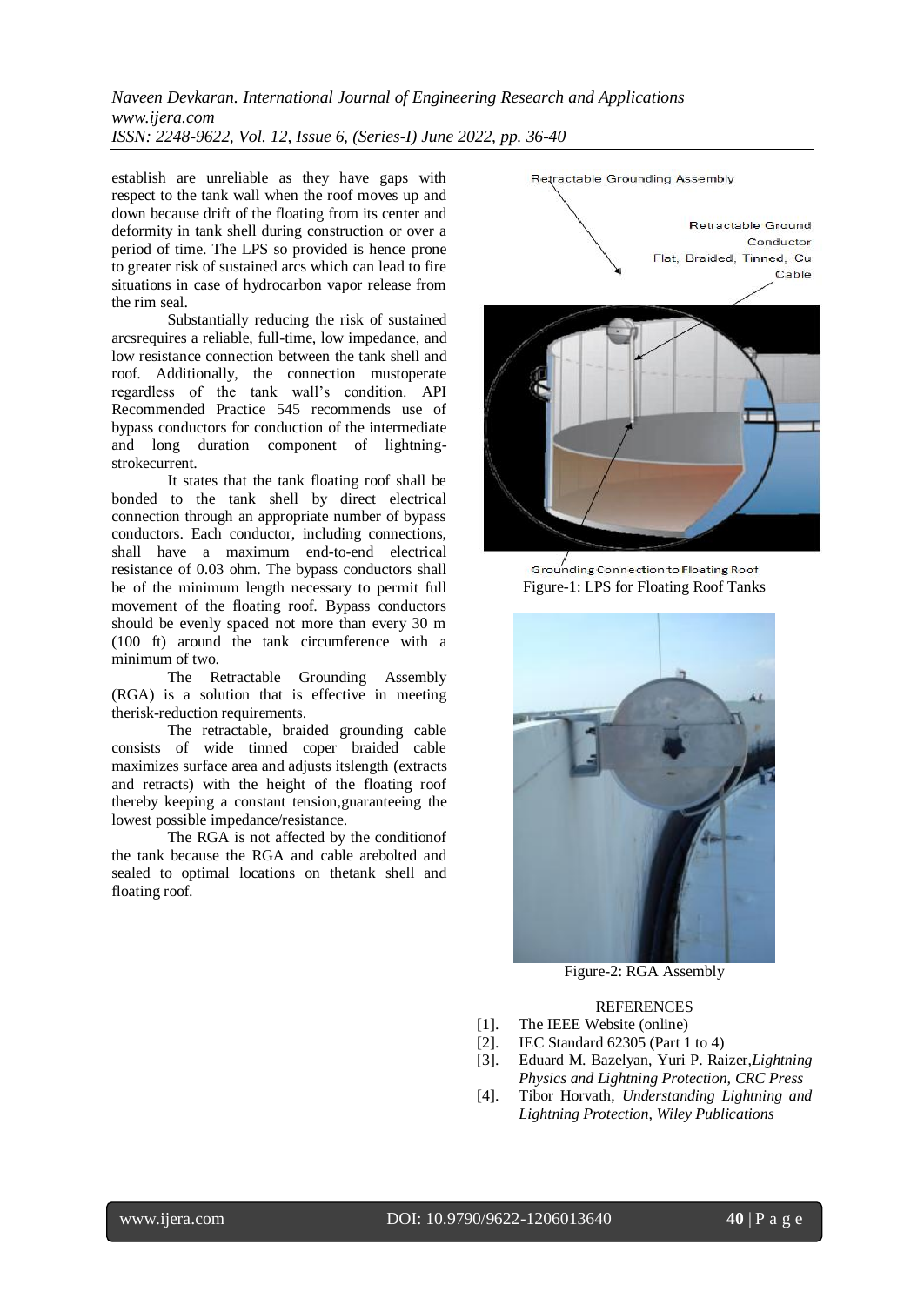establish are unreliable as they have gaps with respect to the tank wall when the roof moves up and down because drift of the floating from its center and deformity in tank shell during construction or over a period of time. The LPS so provided is hence prone to greater risk of sustained arcs which can lead to fire situations in case of hydrocarbon vapor release from the rim seal.

Substantially reducing the risk of sustained arcsrequires a reliable, full-time, low impedance, and low resistance connection between the tank shell and roof. Additionally, the connection mustoperate regardless of the tank wall's condition. API Recommended Practice 545 recommends use of bypass conductors for conduction of the intermediate and long duration component of lightning-strokecurrent.

It states that the tank floating roof shall be bonded to the tank shell by direct electrical connection through an appropriate number of bypass conductors. Each conductor, including connections, shall have a maximum end-to-end electrical resistance of 0.03 ohm. The bypass conductors shall be of the minimum length necessary to permit full movement of the floating roof. Bypass conductors should be evenly spaced not more than every 30 m (100 ft) around the tank circumference with a minimum of two.

The Retractable Grounding Assembly (RGA) is a solution that is effective in meeting therisk-reduction requirements.

The retractable, braided grounding cable consists of wide tinned coper braided cable maximizes surface area and adjusts itslength (extracts and retracts) with the height of the floating roof thereby keeping a constant tension,guaranteeing the lowest possible impedance/resistance.

The RGA is not affected by the conditionof the tank because the RGA and cable arebolted and sealed to optimal locations on thetank shell and floating roof.

Retractable Grounding Assembly

Retractable Ground Conductor Flat, Braided, Tinned, Cu Cable

Grounding Connection to Floating Roof

Figure-1: LPS for Floating Roof Tanks

Figure-2: RGA Assembly

REFERENCES

[1]. The IEEE Website (online)

[2]. IEC Standard 62305 (Part 1 to 4)

[3]. Eduard M. Bazelyan, Yuri P. Raizer,*Lightning Physics and Lightning Protection, CRC Press*

[4]. Tibor Horvath, *Understanding Lightning and Lightning Protection, Wiley Publications*